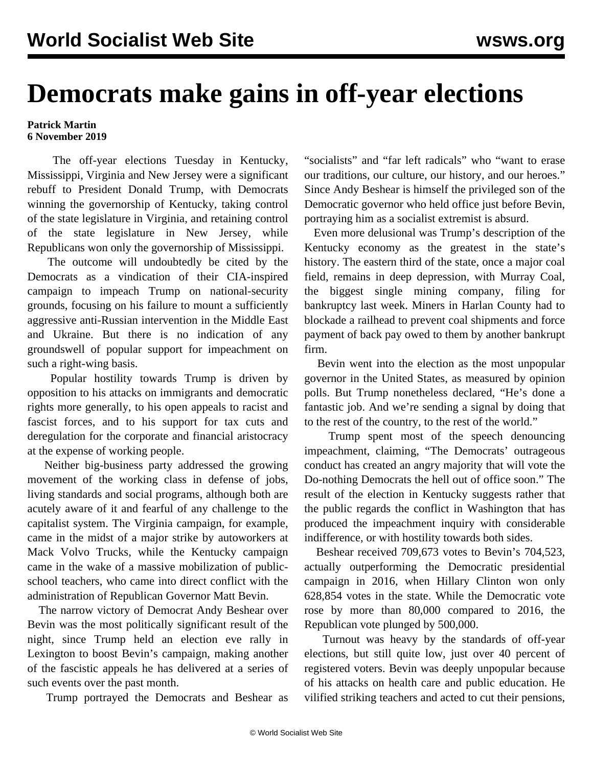# Democrats make gains in off-year elections

**Patrick Martin**
**6 November 2019**

The off-year elections Tuesday in Kentucky, Mississippi, Virginia and New Jersey were a significant rebuff to President Donald Trump, with Democrats winning the governorship of Kentucky, taking control of the state legislature in Virginia, and retaining control of the state legislature in New Jersey, while Republicans won only the governorship of Mississippi.

The outcome will undoubtedly be cited by the Democrats as a vindication of their CIA-inspired campaign to impeach Trump on national-security grounds, focusing on his failure to mount a sufficiently aggressive anti-Russian intervention in the Middle East and Ukraine. But there is no indication of any groundswell of popular support for impeachment on such a right-wing basis.

Popular hostility towards Trump is driven by opposition to his attacks on immigrants and democratic rights more generally, to his open appeals to racist and fascist forces, and to his support for tax cuts and deregulation for the corporate and financial aristocracy at the expense of working people.

Neither big-business party addressed the growing movement of the working class in defense of jobs, living standards and social programs, although both are acutely aware of it and fearful of any challenge to the capitalist system. The Virginia campaign, for example, came in the midst of a major strike by autoworkers at Mack Volvo Trucks, while the Kentucky campaign came in the wake of a massive mobilization of public-school teachers, who came into direct conflict with the administration of Republican Governor Matt Bevin.

The narrow victory of Democrat Andy Beshear over Bevin was the most politically significant result of the night, since Trump held an election eve rally in Lexington to boost Bevin's campaign, making another of the fascistic appeals he has delivered at a series of such events over the past month.

Trump portrayed the Democrats and Beshear as "socialists" and "far left radicals" who "want to erase our traditions, our culture, our history, and our heroes." Since Andy Beshear is himself the privileged son of the Democratic governor who held office just before Bevin, portraying him as a socialist extremist is absurd.

Even more delusional was Trump's description of the Kentucky economy as the greatest in the state's history. The eastern third of the state, once a major coal field, remains in deep depression, with Murray Coal, the biggest single mining company, filing for bankruptcy last week. Miners in Harlan County had to blockade a railhead to prevent coal shipments and force payment of back pay owed to them by another bankrupt firm.

Bevin went into the election as the most unpopular governor in the United States, as measured by opinion polls. But Trump nonetheless declared, "He's done a fantastic job. And we're sending a signal by doing that to the rest of the country, to the rest of the world."

Trump spent most of the speech denouncing impeachment, claiming, "The Democrats' outrageous conduct has created an angry majority that will vote the Do-nothing Democrats the hell out of office soon." The result of the election in Kentucky suggests rather that the public regards the conflict in Washington that has produced the impeachment inquiry with considerable indifference, or with hostility towards both sides.

Beshear received 709,673 votes to Bevin's 704,523, actually outperforming the Democratic presidential campaign in 2016, when Hillary Clinton won only 628,854 votes in the state. While the Democratic vote rose by more than 80,000 compared to 2016, the Republican vote plunged by 500,000.

Turnout was heavy by the standards of off-year elections, but still quite low, just over 40 percent of registered voters. Bevin was deeply unpopular because of his attacks on health care and public education. He vilified striking teachers and acted to cut their pensions,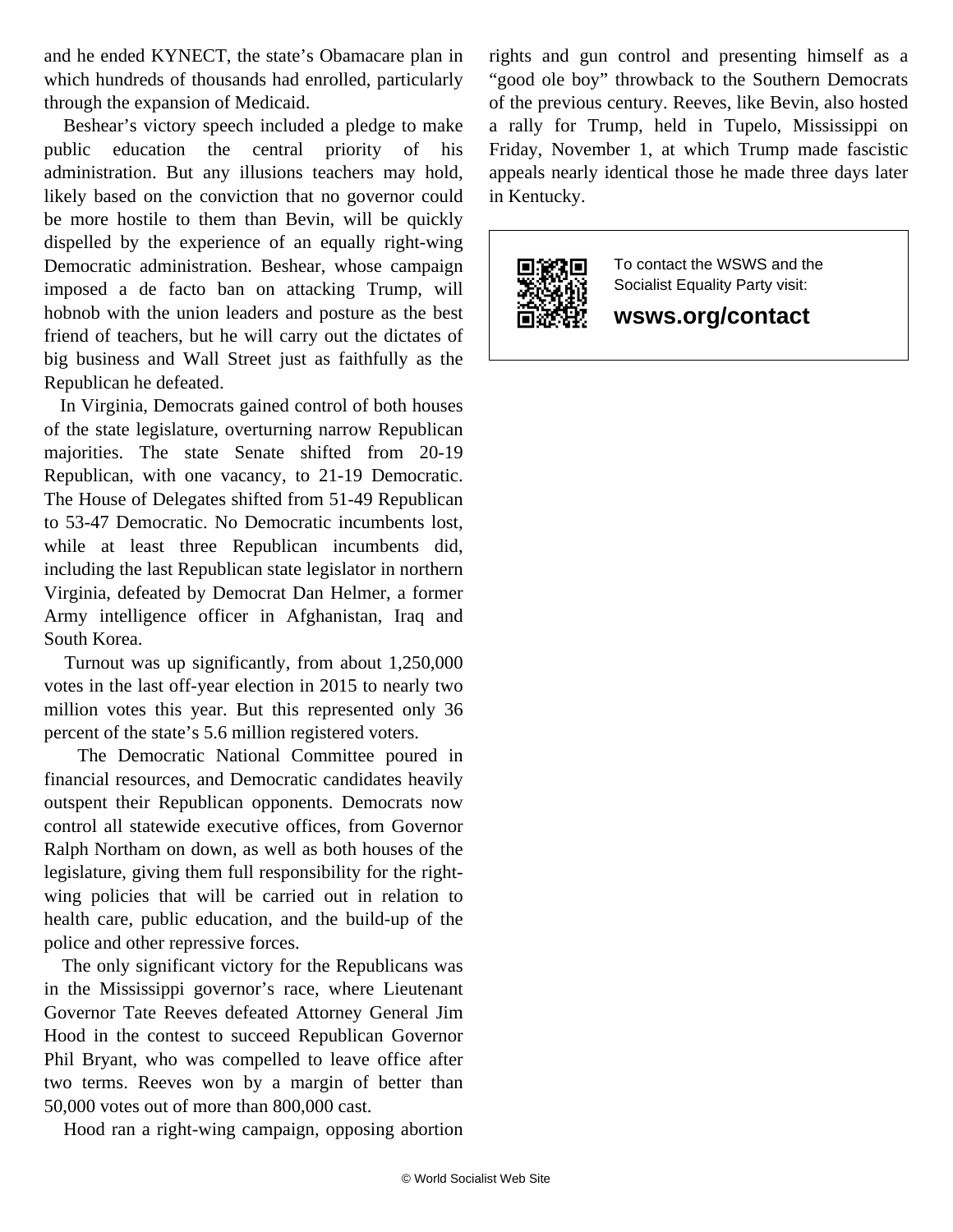and he ended KYNECT, the state's Obamacare plan in which hundreds of thousands had enrolled, particularly through the expansion of Medicaid.

Beshear's victory speech included a pledge to make public education the central priority of his administration. But any illusions teachers may hold, likely based on the conviction that no governor could be more hostile to them than Bevin, will be quickly dispelled by the experience of an equally right-wing Democratic administration. Beshear, whose campaign imposed a de facto ban on attacking Trump, will hobnob with the union leaders and posture as the best friend of teachers, but he will carry out the dictates of big business and Wall Street just as faithfully as the Republican he defeated.

In Virginia, Democrats gained control of both houses of the state legislature, overturning narrow Republican majorities. The state Senate shifted from 20-19 Republican, with one vacancy, to 21-19 Democratic. The House of Delegates shifted from 51-49 Republican to 53-47 Democratic. No Democratic incumbents lost, while at least three Republican incumbents did, including the last Republican state legislator in northern Virginia, defeated by Democrat Dan Helmer, a former Army intelligence officer in Afghanistan, Iraq and South Korea.

Turnout was up significantly, from about 1,250,000 votes in the last off-year election in 2015 to nearly two million votes this year. But this represented only 36 percent of the state's 5.6 million registered voters.

The Democratic National Committee poured in financial resources, and Democratic candidates heavily outspent their Republican opponents. Democrats now control all statewide executive offices, from Governor Ralph Northam on down, as well as both houses of the legislature, giving them full responsibility for the right-wing policies that will be carried out in relation to health care, public education, and the build-up of the police and other repressive forces.

The only significant victory for the Republicans was in the Mississippi governor's race, where Lieutenant Governor Tate Reeves defeated Attorney General Jim Hood in the contest to succeed Republican Governor Phil Bryant, who was compelled to leave office after two terms. Reeves won by a margin of better than 50,000 votes out of more than 800,000 cast.

Hood ran a right-wing campaign, opposing abortion rights and gun control and presenting himself as a "good ole boy" throwback to the Southern Democrats of the previous century. Reeves, like Bevin, also hosted a rally for Trump, held in Tupelo, Mississippi on Friday, November 1, at which Trump made fascistic appeals nearly identical those he made three days later in Kentucky.

To contact the WSWS and the Socialist Equality Party visit:

**wsws.org/contact**